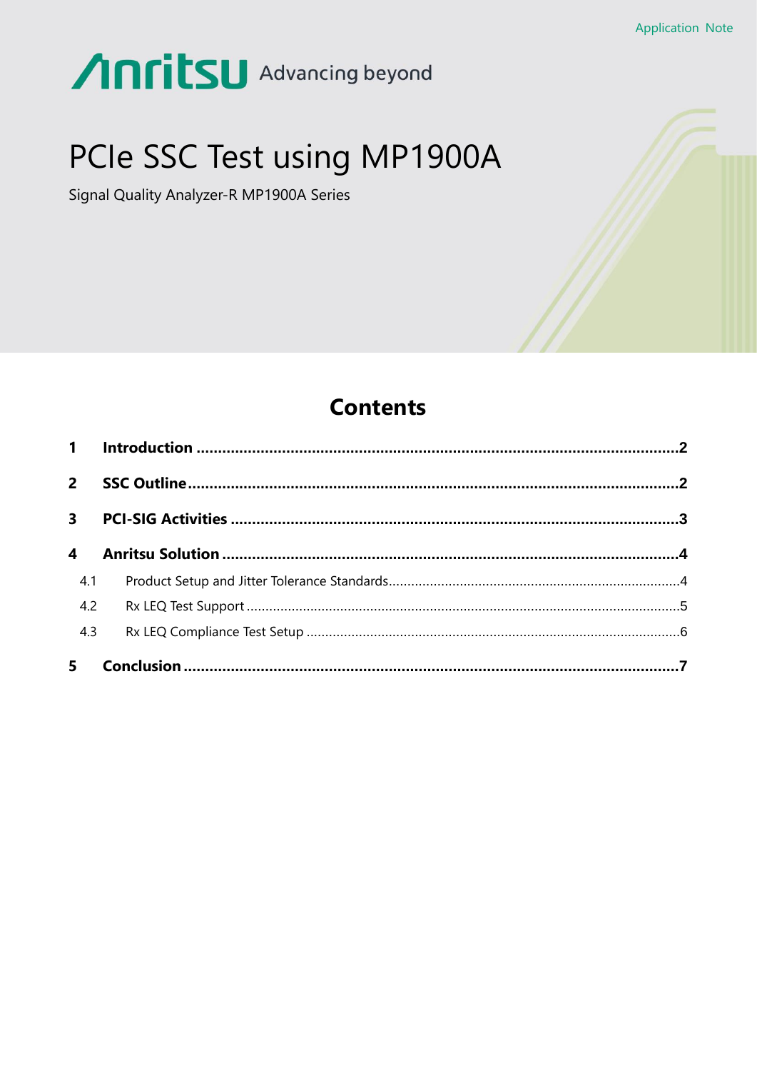Application Note

Anritsu Advancing beyond

# PCIe SSC Test using MP1900A

Signal Quality Analyzer-R MP1900A Series

## Contents

**1 Introduction ........................................................................................................2**

**2 SSC Outline ........................................................................................................2**

**3 PCI-SIG Activities ................................................................................................3**

**4 Anritsu Solution ..................................................................................................4**

- 4.1 Product Setup and Jitter Tolerance Standards ............................................................4
- 4.2 Rx LEQ Test Support .................................................................................................5
- 4.3 Rx LEQ Compliance Test Setup ..................................................................................6

**5 Conclusion ..........................................................................................................7**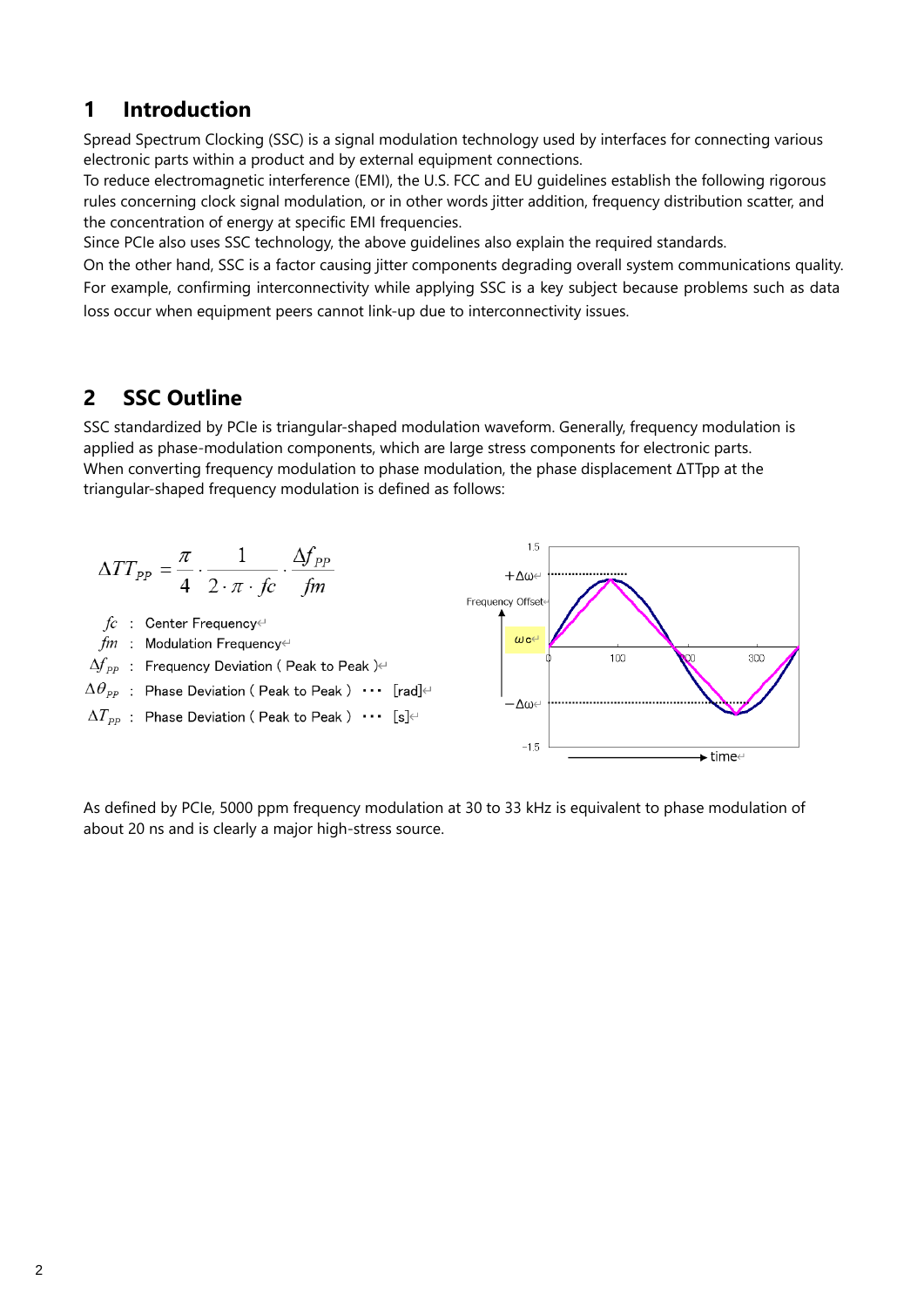## 1 Introduction

Spread Spectrum Clocking (SSC) is a signal modulation technology used by interfaces for connecting various electronic parts within a product and by external equipment connections.

To reduce electromagnetic interference (EMI), the U.S. FCC and EU guidelines establish the following rigorous rules concerning clock signal modulation, or in other words jitter addition, frequency distribution scatter, and the concentration of energy at specific EMI frequencies.

Since PCIe also uses SSC technology, the above guidelines also explain the required standards.

On the other hand, SSC is a factor causing jitter components degrading overall system communications quality. For example, confirming interconnectivity while applying SSC is a key subject because problems such as data loss occur when equipment peers cannot link-up due to interconnectivity issues.

## 2 SSC Outline

SSC standardized by PCIe is triangular-shaped modulation waveform. Generally, frequency modulation is applied as phase-modulation components, which are large stress components for electronic parts.

When converting frequency modulation to phase modulation, the phase displacement ΔTTpp at the triangular-shaped frequency modulation is defined as follows:

$$\Delta TT_{PP} = \frac{\pi}{4} \cdot \frac{1}{2 \cdot \pi \cdot fc} \cdot \frac{\Delta f_{PP}}{fm}$$

$fc$ : Center Frequency

$fm$ : Modulation Frequency

$\Delta f_{PP}$ : Frequency Deviation ( Peak to Peak )

$\Delta \theta_{PP}$ : Phase Deviation ( Peak to Peak ) ･･･ [rad]

$\Delta T_{PP}$ : Phase Deviation ( Peak to Peak ) ･･･ [s]

As defined by PCIe, 5000 ppm frequency modulation at 30 to 33 kHz is equivalent to phase modulation of about 20 ns and is clearly a major high-stress source.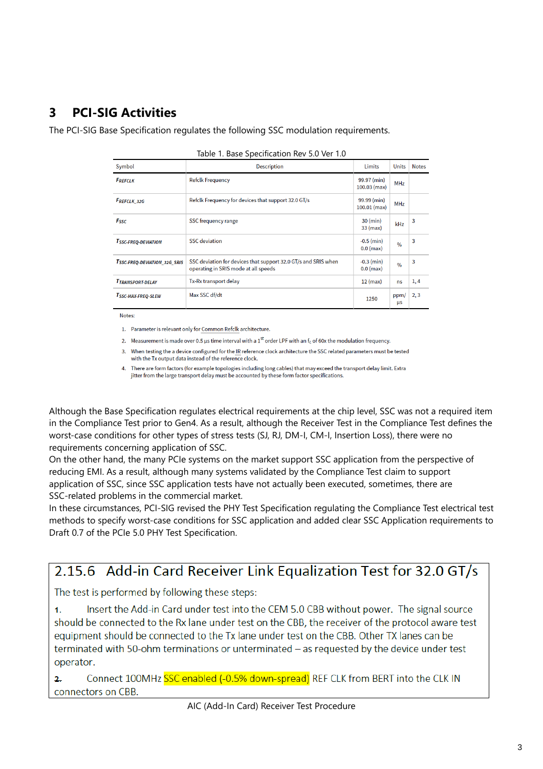# 3 PCI-SIG Activities

The PCI-SIG Base Specification regulates the following SSC modulation requirements.

Table 1. Base Specification Rev 5.0 Ver 1.0

| Symbol | Description | Limits | Units | Notes |
|---|---|---|---|---|
| $F_{REFCLK}$ | Refclk Frequency | 99.97 (min) 100.03 (max) | MHz | |
| $F_{REFCLK\_32G}$ | Refclk Frequency for devices that support 32.0 GT/s | 99.99 (min) 100.01 (max) | MHz | |
| $F_{SSC}$ | SSC frequency range | 30 (min) 33 (max) | kHz | 3 |
| $T_{SSC\text{-}FREQ\text{-}DEVIATION}$ | SSC deviation | -0.5 (min) 0.0 (max) | % | 3 |
| $T_{SSC\text{-}FREQ\text{-}DEVIATION\_32G\_SRIS}$ | SSC deviation for devices that support 32.0 GT/s and SRIS when operating in SRIS mode at all speeds | -0.3 (min) 0.0 (max) | % | 3 |
| $T_{TRANSPORT\text{-}DELAY}$ | Tx-Rx transport delay | 12 (max) | ns | 1, 4 |
| $T_{SSC\text{-}MAX\text{-}FREQ\text{-}SLEW}$ | Max SSC df/dt | 1250 | ppm/µs | 2, 3 |

Notes:

1. Parameter is relevant only for Common Refclk architecture.
2. Measurement is made over 0.5 µs time interval with a 1st order LPF with an $f_c$ of 60x the modulation frequency.
3. When testing the a device configured for the IR reference clock architecture the SSC related parameters must be tested with the Tx output data instead of the reference clock.
4. There are form factors (for example topologies including long cables) that may exceed the transport delay limit. Extra jitter from the large transport delay must be accounted by these form factor specifications.

Although the Base Specification regulates electrical requirements at the chip level, SSC was not a required item in the Compliance Test prior to Gen4. As a result, although the Receiver Test in the Compliance Test defines the worst-case conditions for other types of stress tests (SJ, RJ, DM-I, CM-I, Insertion Loss), there were no requirements concerning application of SSC.
On the other hand, the many PCIe systems on the market support SSC application from the perspective of reducing EMI. As a result, although many systems validated by the Compliance Test claim to support application of SSC, since SSC application tests have not actually been executed, sometimes, there are SSC-related problems in the commercial market.
In these circumstances, PCI-SIG revised the PHY Test Specification regulating the Compliance Test electrical test methods to specify worst-case conditions for SSC application and added clear SSC Application requirements to Draft 0.7 of the PCIe 5.0 PHY Test Specification.

## 2.15.6 Add-in Card Receiver Link Equalization Test for 32.0 GT/s

The test is performed by following these steps:

1. Insert the Add-in Card under test into the CEM 5.0 CBB without power. The signal source should be connected to the Rx lane under test on the CBB, the receiver of the protocol aware test equipment should be connected to the Tx lane under test on the CBB. Other TX lanes can be terminated with 50-ohm terminations or unterminated – as requested by the device under test operator.
2. Connect 100MHz SSC enabled (-0.5% down-spread) REF CLK from BERT into the CLK IN connectors on CBB.

AIC (Add-In Card) Receiver Test Procedure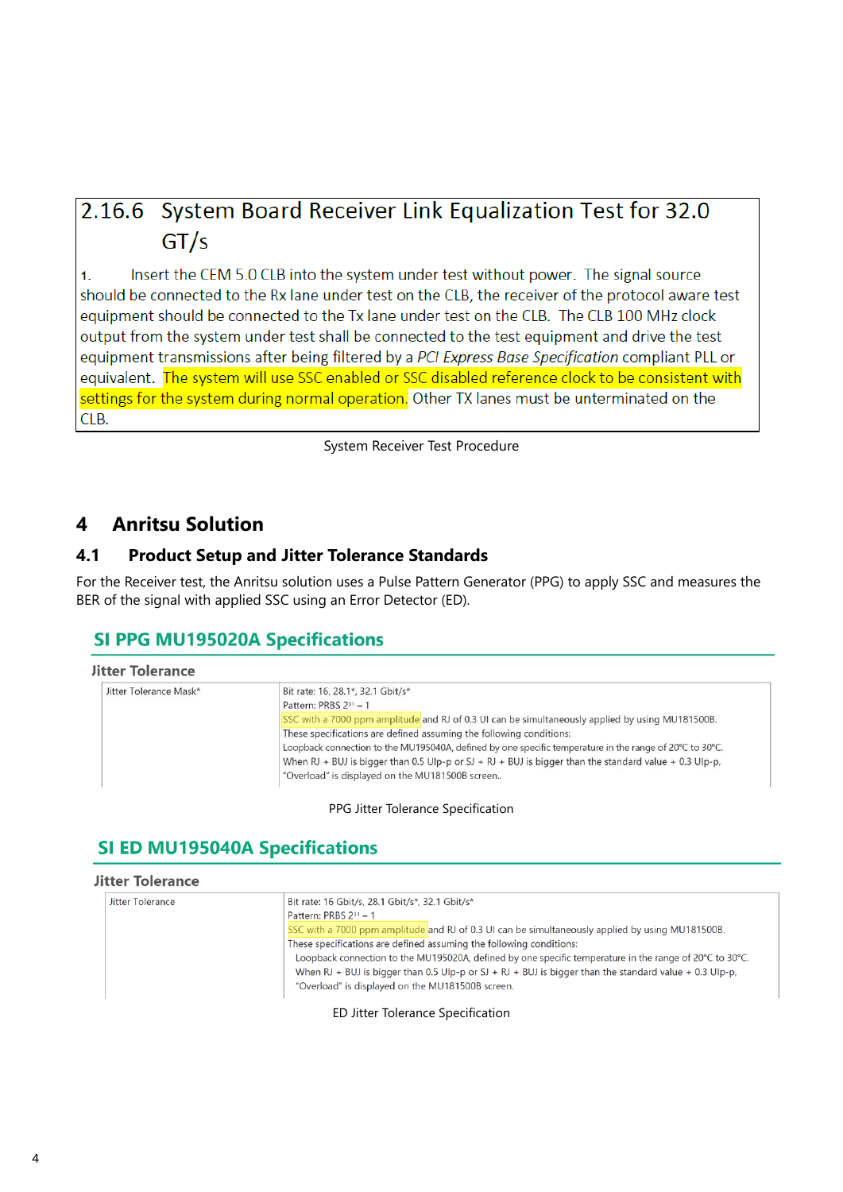## 2.16.6 System Board Receiver Link Equalization Test for 32.0 GT/s

1. Insert the CEM 5.0 CLB into the system under test without power. The signal source should be connected to the Rx lane under test on the CLB, the receiver of the protocol aware test equipment should be connected to the Tx lane under test on the CLB. The CLB 100 MHz clock output from the system under test shall be connected to the test equipment and drive the test equipment transmissions after being filtered by a *PCI Express Base Specification* compliant PLL or equivalent. The system will use SSC enabled or SSC disabled reference clock to be consistent with settings for the system during normal operation. Other TX lanes must be unterminated on the CLB.

System Receiver Test Procedure

# 4 Anritsu Solution

## 4.1 Product Setup and Jitter Tolerance Standards

For the Receiver test, the Anritsu solution uses a Pulse Pattern Generator (PPG) to apply SSC and measures the BER of the signal with applied SSC using an Error Detector (ED).

### SI PPG MU195020A Specifications

**Jitter Tolerance**

| Jitter Tolerance Mask* | Bit rate: 16, 28.1*, 32.1 Gbit/s*<br>Pattern: PRBS $2^{31}-1$<br>SSC with a 7000 ppm amplitude and RJ of 0.3 UI can be simultaneously applied by using MU181500B.<br>These specifications are defined assuming the following conditions:<br>Loopback connection to the MU195040A, defined by one specific temperature in the range of 20°C to 30°C.<br>When RJ + BUJ is bigger than 0.5 UIp-p or SJ + RJ + BUJ is bigger than the standard value + 0.3 UIp-p,<br>"Overload" is displayed on the MU181500B screen.. |
|---|---|

PPG Jitter Tolerance Specification

### SI ED MU195040A Specifications

**Jitter Tolerance**

| Jitter Tolerance | Bit rate: 16 Gbit/s, 28.1 Gbit/s*, 32.1 Gbit/s*<br>Pattern: PRBS $2^{31}-1$<br>SSC with a 7000 ppm amplitude and RJ of 0.3 UI can be simultaneously applied by using MU181500B.<br>These specifications are defined assuming the following conditions:<br>Loopback connection to the MU195020A, defined by one specific temperature in the range of 20°C to 30°C.<br>When RJ + BUJ is bigger than 0.5 UIp-p or SJ + RJ + BUJ is bigger than the standard value + 0.3 UIp-p,<br>"Overload" is displayed on the MU181500B screen. |
|---|---|

ED Jitter Tolerance Specification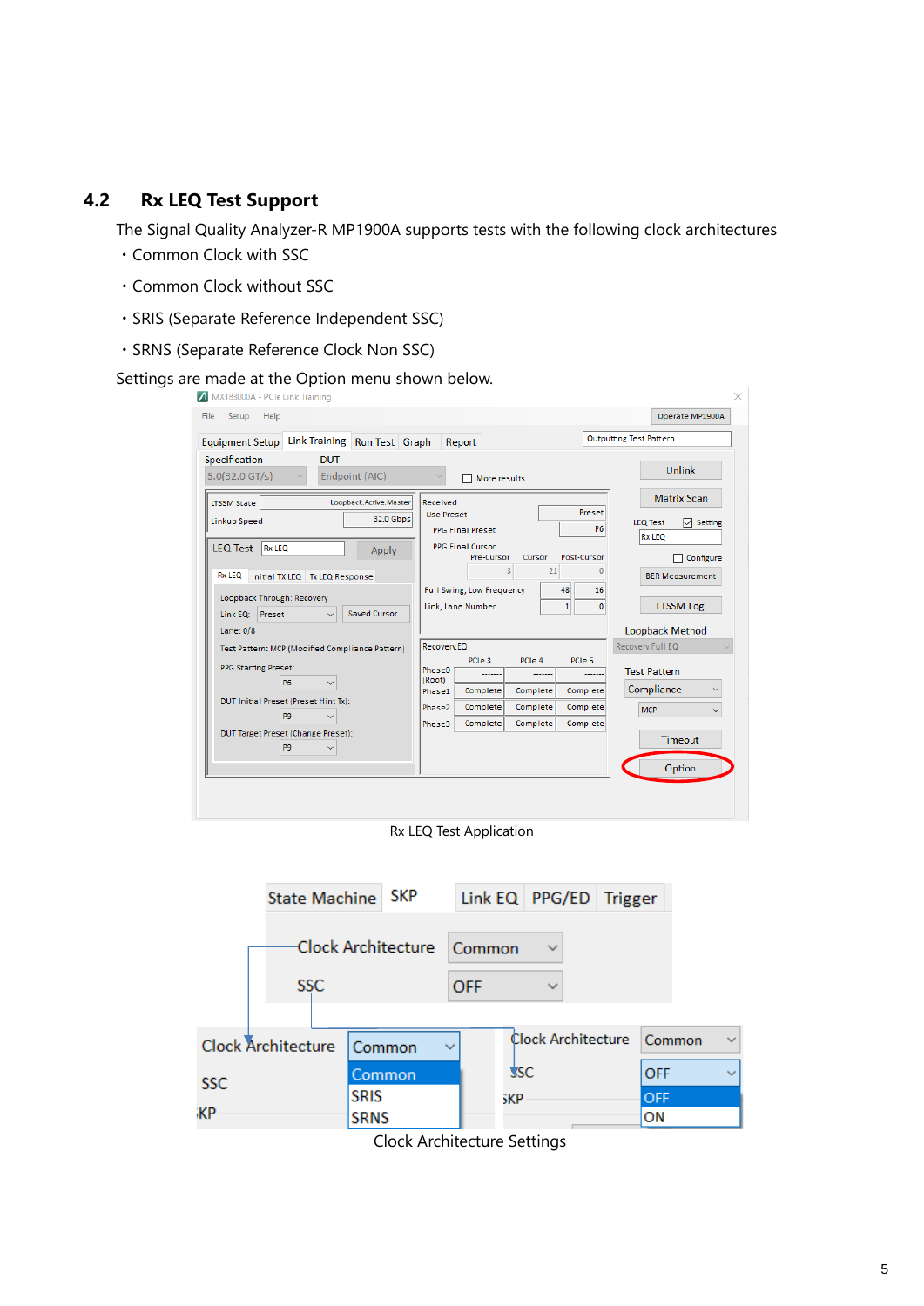## 4.2 Rx LEQ Test Support

The Signal Quality Analyzer-R MP1900A supports tests with the following clock architectures

- Common Clock with SSC
- Common Clock without SSC
- SRIS (Separate Reference Independent SSC)
- SRNS (Separate Reference Clock Non SSC)

Settings are made at the Option menu shown below.

Rx LEQ Test Application

Clock Architecture Settings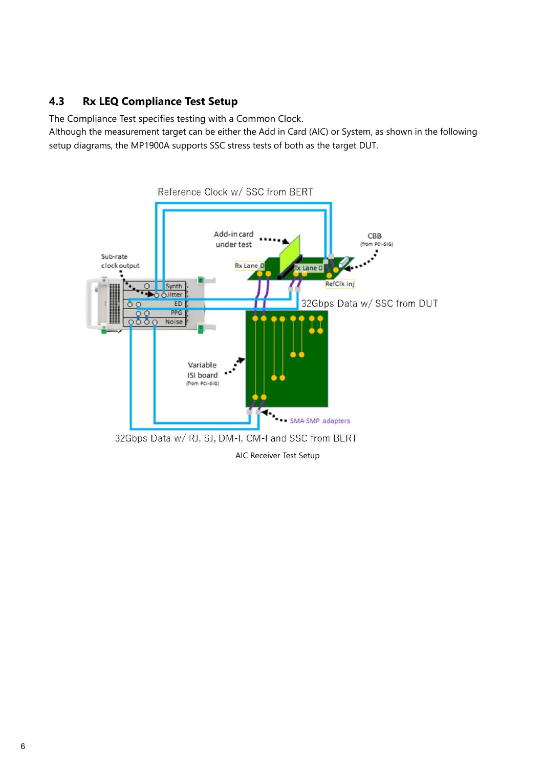### 4.3 Rx LEQ Compliance Test Setup

The Compliance Test specifies testing with a Common Clock.
Although the measurement target can be either the Add in Card (AIC) or System, as shown in the following setup diagrams, the MP1900A supports SSC stress tests of both as the target DUT.

AIC Receiver Test Setup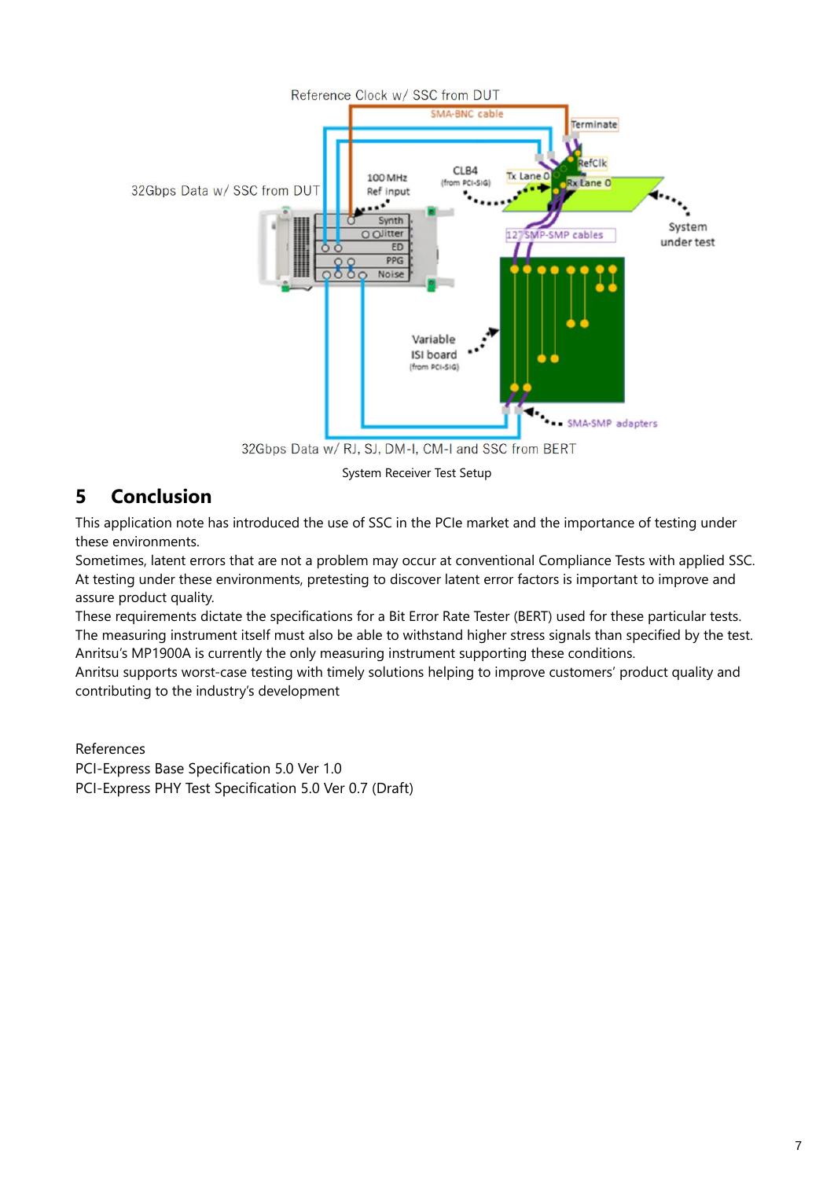Reference Clock w/ SSC from DUT

SMA-BNC cable

Terminate

RefClk

CLB4 (from PCI-SIG)

Tx Lane 0

Rx Lane 0

32Gbps Data w/ SSC from DUT

100 MHz Ref input

Synth

Jitter

ED

PPG

Noise

12" SMP-SMP cables

System under test

Variable ISI board (from PCI-SIG)

SMA-SMP adapters

32Gbps Data w/ RJ, SJ, DM-I, CM-I and SSC from BERT

System Receiver Test Setup

## 5 Conclusion

This application note has introduced the use of SSC in the PCIe market and the importance of testing under these environments.

Sometimes, latent errors that are not a problem may occur at conventional Compliance Tests with applied SSC. At testing under these environments, pretesting to discover latent error factors is important to improve and assure product quality.

These requirements dictate the specifications for a Bit Error Rate Tester (BERT) used for these particular tests. The measuring instrument itself must also be able to withstand higher stress signals than specified by the test. Anritsu's MP1900A is currently the only measuring instrument supporting these conditions.

Anritsu supports worst-case testing with timely solutions helping to improve customers' product quality and contributing to the industry's development

References

PCI-Express Base Specification 5.0 Ver 1.0

PCI-Express PHY Test Specification 5.0 Ver 0.7 (Draft)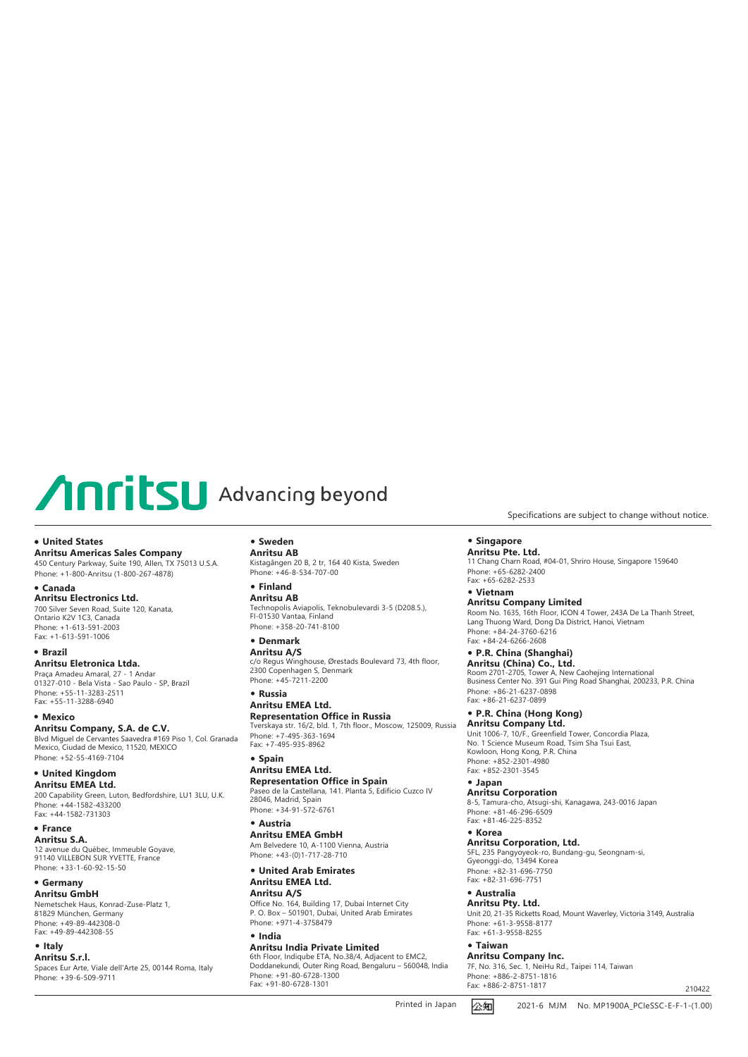Anritsu Advancing beyond

Specifications are subject to change without notice.

**• United States**
**Anritsu Americas Sales Company**
450 Century Parkway, Suite 190, Allen, TX 75013 U.S.A.
Phone: +1-800-Anritsu (1-800-267-4878)

**• Canada**
**Anritsu Electronics Ltd.**
700 Silver Seven Road, Suite 120, Kanata,
Ontario K2V 1C3, Canada
Phone: +1-613-591-2003
Fax: +1-613-591-1006

**• Brazil**
**Anritsu Eletronica Ltda.**
Praça Amadeu Amaral, 27 - 1 Andar
01327-010 - Bela Vista - Sao Paulo - SP, Brazil
Phone: +55-11-3283-2511
Fax: +55-11-3288-6940

**• Mexico**
**Anritsu Company, S.A. de C.V.**
Blvd Miguel de Cervantes Saavedra #169 Piso 1, Col. Granada
Mexico, Ciudad de Mexico, 11520, MEXICO
Phone: +52-55-4169-7104

**• United Kingdom**
**Anritsu EMEA Ltd.**
200 Capability Green, Luton, Bedfordshire, LU1 3LU, U.K.
Phone: +44-1582-433200
Fax: +44-1582-731303

**• France**
**Anritsu S.A.**
12 avenue du Québec, Immeuble Goyave,
91140 VILLEBON SUR YVETTE, France
Phone: +33-1-60-92-15-50

**• Germany**
**Anritsu GmbH**
Nemetschek Haus, Konrad-Zuse-Platz 1,
81829 München, Germany
Phone: +49-89-442308-0
Fax: +49-89-442308-55

**• Italy**
**Anritsu S.r.l.**
Spaces Eur Arte, Viale dell'Arte 25, 00144 Roma, Italy
Phone: +39-6-509-9711

**• Sweden**
**Anritsu AB**
Kistagången 20 B, 2 tr, 164 40 Kista, Sweden
Phone: +46-8-534-707-00

**• Finland**
**Anritsu AB**
Technopolis Aviapolis, Teknobulevardi 3-5 (D208.5.),
FI-01530 Vantaa, Finland
Phone: +358-20-741-8100

**• Denmark**
**Anritsu A/S**
c/o Regus Winghouse, Ørestads Boulevard 73, 4th floor,
2300 Copenhagen S, Denmark
Phone: +45-7211-2200

**• Russia**
**Anritsu EMEA Ltd.**
**Representation Office in Russia**
Tverskaya str. 16/2, bld. 1, 7th floor., Moscow, 125009, Russia
Phone: +7-495-363-1694
Fax: +7-495-935-8962

**• Spain**
**Anritsu EMEA Ltd.**
**Representation Office in Spain**
Paseo de la Castellana, 141. Planta 5, Edificio Cuzco IV
28046, Madrid, Spain
Phone: +34-91-572-6761

**• Austria**
**Anritsu EMEA GmbH**
Am Belvedere 10, A-1100 Vienna, Austria
Phone: +43-(0)1-717-28-710

**• United Arab Emirates**
**Anritsu EMEA Ltd.**
**Anritsu A/S**
Office No. 164, Building 17, Dubai Internet City
P. O. Box – 501901, Dubai, United Arab Emirates
Phone: +971-4-3758479

**• India**
**Anritsu India Private Limited**
6th Floor, Indiqube ETA, No.38/4, Adjacent to EMC2,
Doddanekundi, Outer Ring Road, Bengaluru – 560048, India
Phone: +91-80-6728-1300
Fax: +91-80-6728-1301

**• Singapore**
**Anritsu Pte. Ltd.**
11 Chang Charn Road, #04-01, Shriro House, Singapore 159640
Phone: +65-6282-2400
Fax: +65-6282-2533

**• Vietnam**
**Anritsu Company Limited**
Room No. 1635, 16th Floor, ICON 4 Tower, 243A De La Thanh Street,
Lang Thuong Ward, Dong Da District, Hanoi, Vietnam
Phone: +84-24-3760-6216
Fax: +84-24-6266-2608

**• P.R. China (Shanghai)**
**Anritsu (China) Co., Ltd.**
Room 2701-2705, Tower A, New Caohejing International
Business Center No. 391 Gui Ping Road Shanghai, 200233, P.R. China
Phone: +86-21-6237-0898
Fax: +86-21-6237-0899

**• P.R. China (Hong Kong)**
**Anritsu Company Ltd.**
Unit 1006-7, 10/F., Greenfield Tower, Concordia Plaza,
No. 1 Science Museum Road, Tsim Sha Tsui East,
Kowloon, Hong Kong, P.R. China
Phone: +852-2301-4980
Fax: +852-2301-3545

**• Japan**
**Anritsu Corporation**
8-5, Tamura-cho, Atsugi-shi, Kanagawa, 243-0016 Japan
Phone: +81-46-296-6509
Fax: +81-46-225-8352

**• Korea**
**Anritsu Corporation, Ltd.**
5FL, 235 Pangyoyeok-ro, Bundang-gu, Seongnam-si,
Gyeonggi-do, 13494 Korea
Phone: +82-31-696-7750
Fax: +82-31-696-7751

**• Australia**
**Anritsu Pty. Ltd.**
Unit 20, 21-35 Ricketts Road, Mount Waverley, Victoria 3149, Australia
Phone: +61-3-9558-8177
Fax: +61-3-9558-8255

**• Taiwan**
**Anritsu Company Inc.**
7F, No. 316, Sec. 1, NeiHu Rd., Taipei 114, Taiwan
Phone: +886-2-8751-1816
Fax: +886-2-8751-1817

210422

Printed in Japan 公知 2021-6 MJM No. MP1900A_PCIeSSC-E-F-1-(1.00)